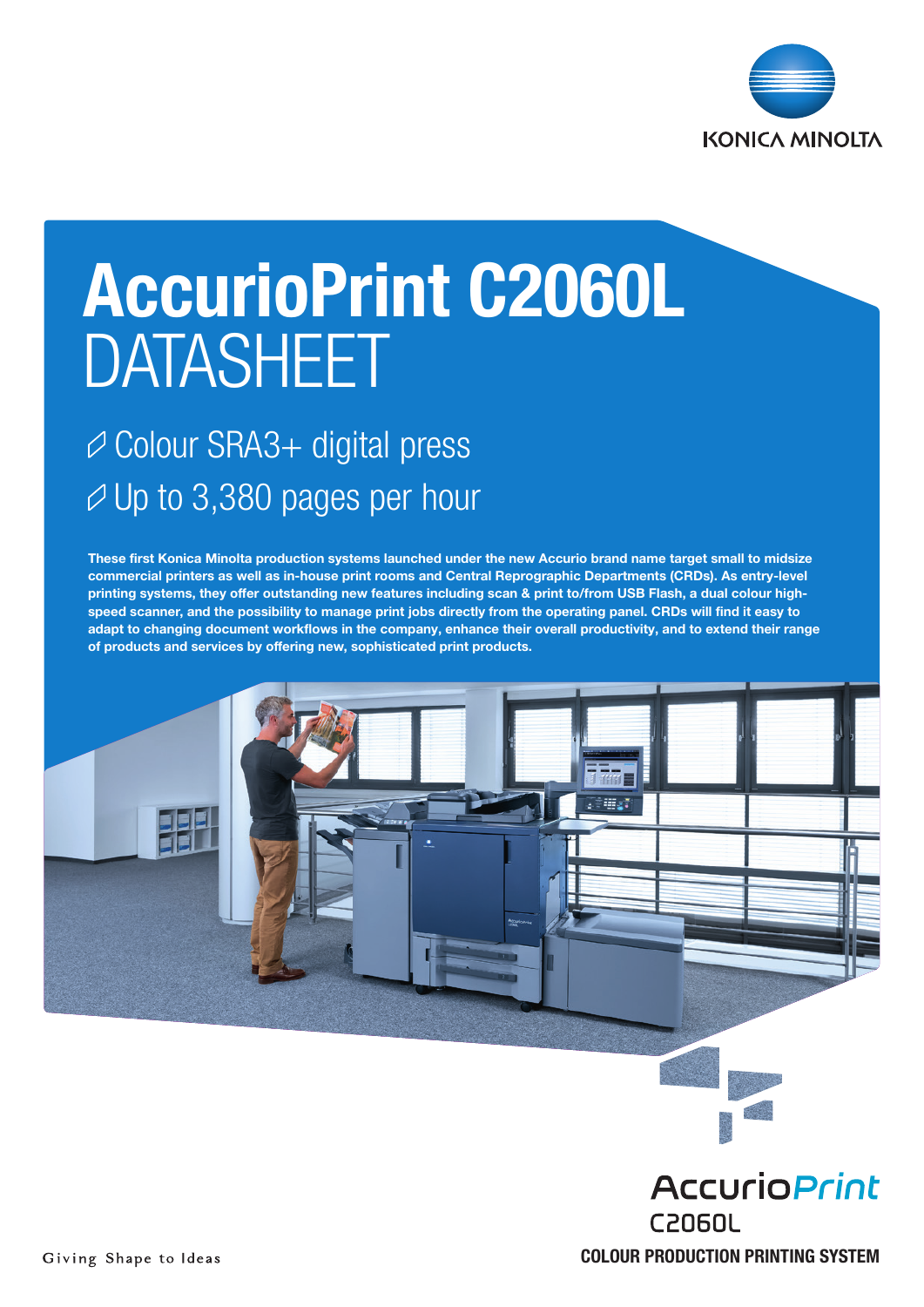# AccurioPrint C2060L DATASHEET

- Colour SRA3+ digital press
- Up to 3,380 pages per hour

**These first Konica Minolta production systems launched under the new Accurio brand name target small to midsize commercial printers as well as in-house print rooms and Central Reprographic Departments (CRDs). As entry-level printing systems, they offer outstanding new features including scan & print to/from USB Flash, a dual colour high-speed scanner, and the possibility to manage print jobs directly from the operating panel. CRDs will find it easy to adapt to changing document workflows in the company, enhance their overall productivity, and to extend their range of products and services by offering new, sophisticated print products.**

AccurioPrint C2060L

COLOUR PRODUCTION PRINTING SYSTEM

Giving Shape to Ideas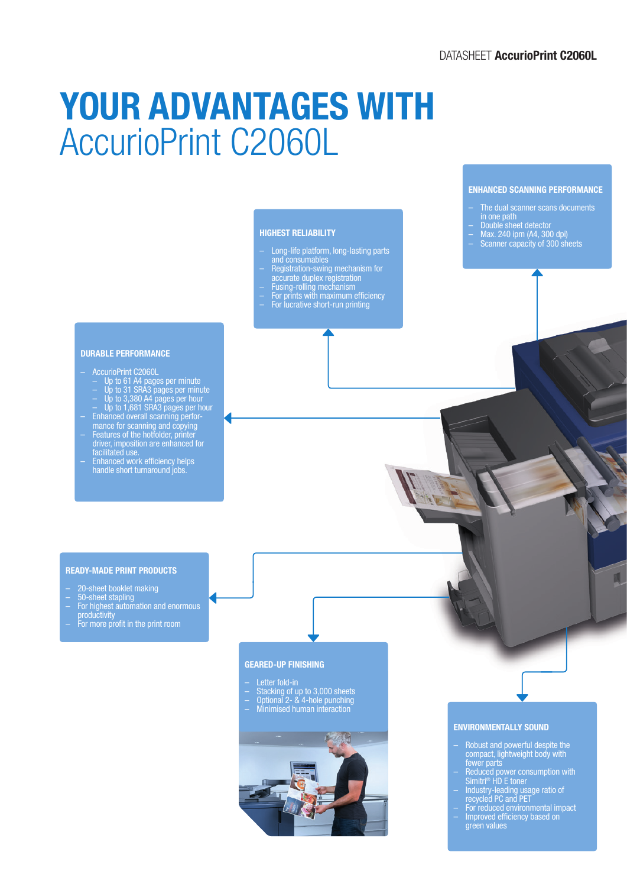# YOUR ADVANTAGES WITH AccurioPrint C2060L

### ENHANCED SCANNING PERFORMANCE

- The dual scanner scans documents in one path
- Double sheet detector
- Max. 240 ipm (A4, 300 dpi)
- Scanner capacity of 300 sheets

### HIGHEST RELIABILITY

- Long-life platform, long-lasting parts and consumables
- Registration-swing mechanism for accurate duplex registration
- Fusing-rolling mechanism
- For prints with maximum efficiency
- For lucrative short-run printing

### DURABLE PERFORMANCE

- AccurioPrint C2060L
  - Up to 61 A4 pages per minute
  - Up to 31 SRA3 pages per minute
  - Up to 3,380 A4 pages per hour
  - Up to 1,681 SRA3 pages per hour
- Enhanced overall scanning performance for scanning and copying
- Features of the hotfolder, printer driver, imposition are enhanced for facilitated use.
- Enhanced work efficiency helps handle short turnaround jobs.

### READY-MADE PRINT PRODUCTS

- 20-sheet booklet making
- 50-sheet stapling
- For highest automation and enormous productivity
- For more profit in the print room

### GEARED-UP FINISHING

- Letter fold-in
- Stacking of up to 3,000 sheets
- Optional 2- & 4-hole punching
- Minimised human interaction

### ENVIRONMENTALLY SOUND

- Robust and powerful despite the compact, lightweight body with fewer parts
- Reduced power consumption with Simitri® HD E toner
- Industry-leading usage ratio of recycled PC and PET
- For reduced environmental impact
- Improved efficiency based on green values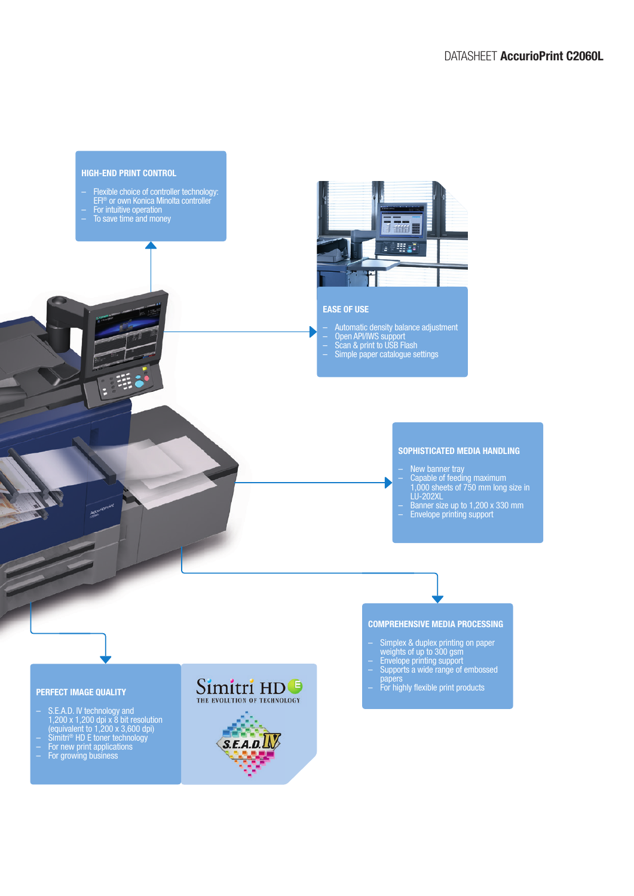## HIGH-END PRINT CONTROL

- Flexible choice of controller technology: EFI® or own Konica Minolta controller
- For intuitive operation
- To save time and money

## EASE OF USE

- Automatic density balance adjustment
- Open API/IWS support
- Scan & print to USB Flash
- Simple paper catalogue settings

## SOPHISTICATED MEDIA HANDLING

- New banner tray
- Capable of feeding maximum 1,000 sheets of 750 mm long size in LU-202XL
- Banner size up to 1,200 x 330 mm
- Envelope printing support

## COMPREHENSIVE MEDIA PROCESSING

- Simplex & duplex printing on paper weights of up to 300 gsm
- Envelope printing support
- Supports a wide range of embossed papers
- For highly flexible print products

## PERFECT IMAGE QUALITY

- S.E.A.D. IV technology and 1,200 x 1,200 dpi x 8 bit resolution (equivalent to 1,200 x 3,600 dpi)
- Simitri® HD E toner technology
- For new print applications
- For growing business

Simitri HD E
THE EVOLUTION OF TECHNOLOGY

S.E.A.D. IV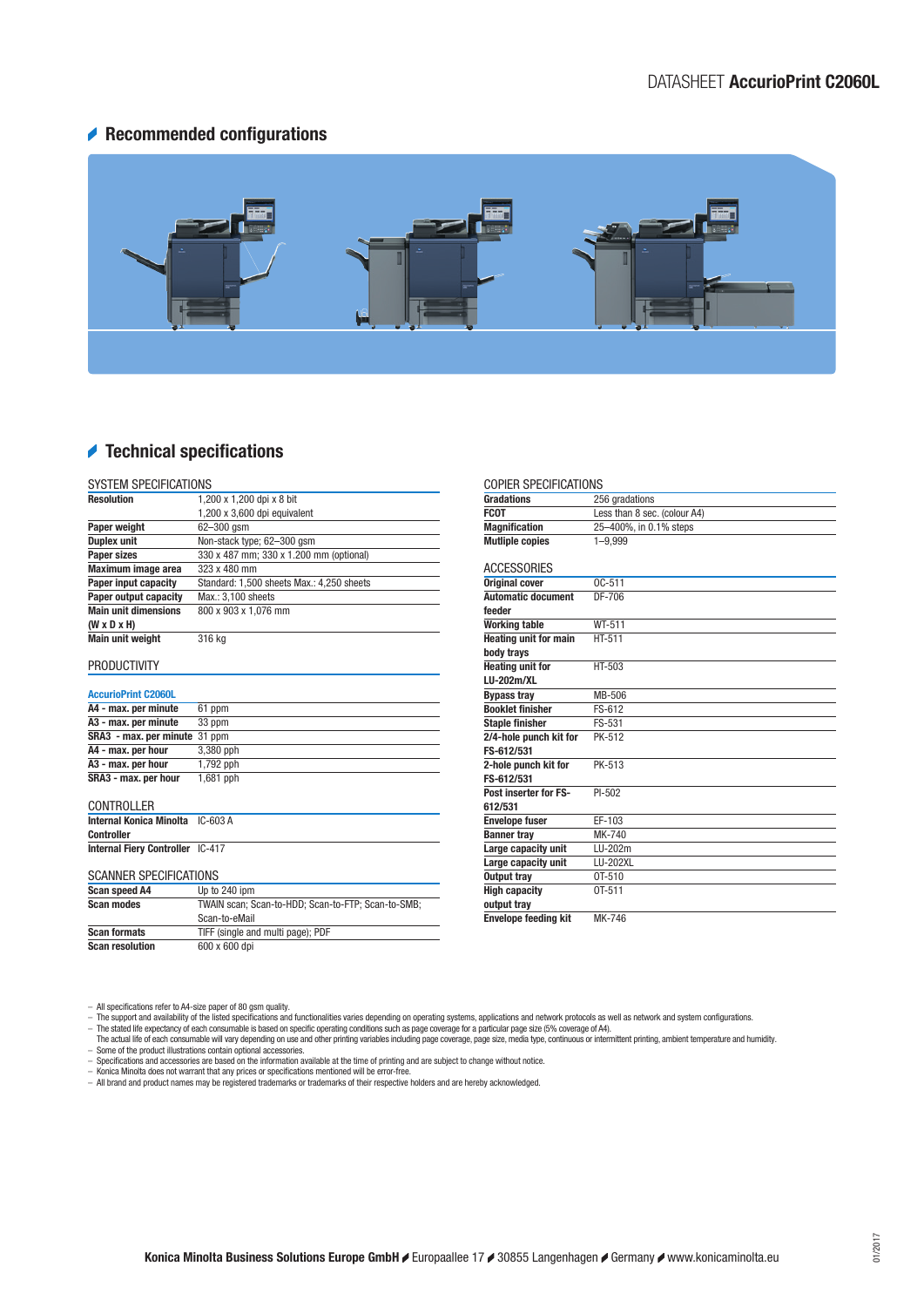## Recommended configurations

## Technical specifications

### SYSTEM SPECIFICATIONS

| | |
|---|---|
| **Resolution** | 1,200 x 1,200 dpi x 8 bit<br>1,200 x 3,600 dpi equivalent |
| **Paper weight** | 62–300 gsm |
| **Duplex unit** | Non-stack type; 62–300 gsm |
| **Paper sizes** | 330 x 487 mm; 330 x 1.200 mm (optional) |
| **Maximum image area** | 323 x 480 mm |
| **Paper input capacity** | Standard: 1,500 sheets Max.: 4,250 sheets |
| **Paper output capacity** | Max.: 3,100 sheets |
| **Main unit dimensions (W x D x H)** | 800 x 903 x 1,076 mm |
| **Main unit weight** | 316 kg |

### PRODUCTIVITY

**AccurioPrint C2060L**

| | |
|---|---|
| **A4 - max. per minute** | 61 ppm |
| **A3 - max. per minute** | 33 ppm |
| **SRA3 - max. per minute** | 31 ppm |
| **A4 - max. per hour** | 3,380 pph |
| **A3 - max. per hour** | 1,792 pph |
| **SRA3 - max. per hour** | 1,681 pph |

### CONTROLLER

| | |
|---|---|
| **Internal Konica Minolta Controller** | IC-603 A |
| **Internal Fiery Controller** | IC-417 |

### SCANNER SPECIFICATIONS

| | |
|---|---|
| **Scan speed A4** | Up to 240 ipm |
| **Scan modes** | TWAIN scan; Scan-to-HDD; Scan-to-FTP; Scan-to-SMB; Scan-to-eMail |
| **Scan formats** | TIFF (single and multi page); PDF |
| **Scan resolution** | 600 x 600 dpi |

### COPIER SPECIFICATIONS

| | |
|---|---|
| **Gradations** | 256 gradations |
| **FCOT** | Less than 8 sec. (colour A4) |
| **Magnification** | 25–400%, in 0.1% steps |
| **Mutliple copies** | 1–9,999 |

### ACCESSORIES

| | |
|---|---|
| **Original cover** | OC-511 |
| **Automatic document feeder** | DF-706 |
| **Working table** | WT-511 |
| **Heating unit for main body trays** | HT-511 |
| **Heating unit for LU-202m/XL** | HT-503 |
| **Bypass tray** | MB-506 |
| **Booklet finisher** | FS-612 |
| **Staple finisher** | FS-531 |
| **2/4-hole punch kit for FS-612/531** | PK-512 |
| **2-hole punch kit for FS-612/531** | PK-513 |
| **Post inserter for FS-612/531** | PI-502 |
| **Envelope fuser** | EF-103 |
| **Banner tray** | MK-740 |
| **Large capacity unit** | LU-202m |
| **Large capacity unit** | LU-202XL |
| **Output tray** | OT-510 |
| **High capacity output tray** | OT-511 |
| **Envelope feeding kit** | MK-746 |

- All specifications refer to A4-size paper of 80 gsm quality.
- The support and availability of the listed specifications and functionalities varies depending on operating systems, applications and network protocols as well as network and system configurations.
- The stated life expectancy of each consumable is based on specific operating conditions such as page coverage for a particular page size (5% coverage of A4). The actual life of each consumable will vary depending on use and other printing variables including page coverage, page size, media type, continuous or intermittent printing, ambient temperature and humidity.
- Some of the product illustrations contain optional accessories.
- Specifications and accessories are based on the information available at the time of printing and are subject to change without notice.
- Konica Minolta does not warrant that any prices or specifications mentioned will be error-free.
- All brand and product names may be registered trademarks or trademarks of their respective holders and are hereby acknowledged.

**Konica Minolta Business Solutions Europe GmbH** / Europaallee 17 / 30855 Langenhagen / Germany / www.konicaminolta.eu

01/2017